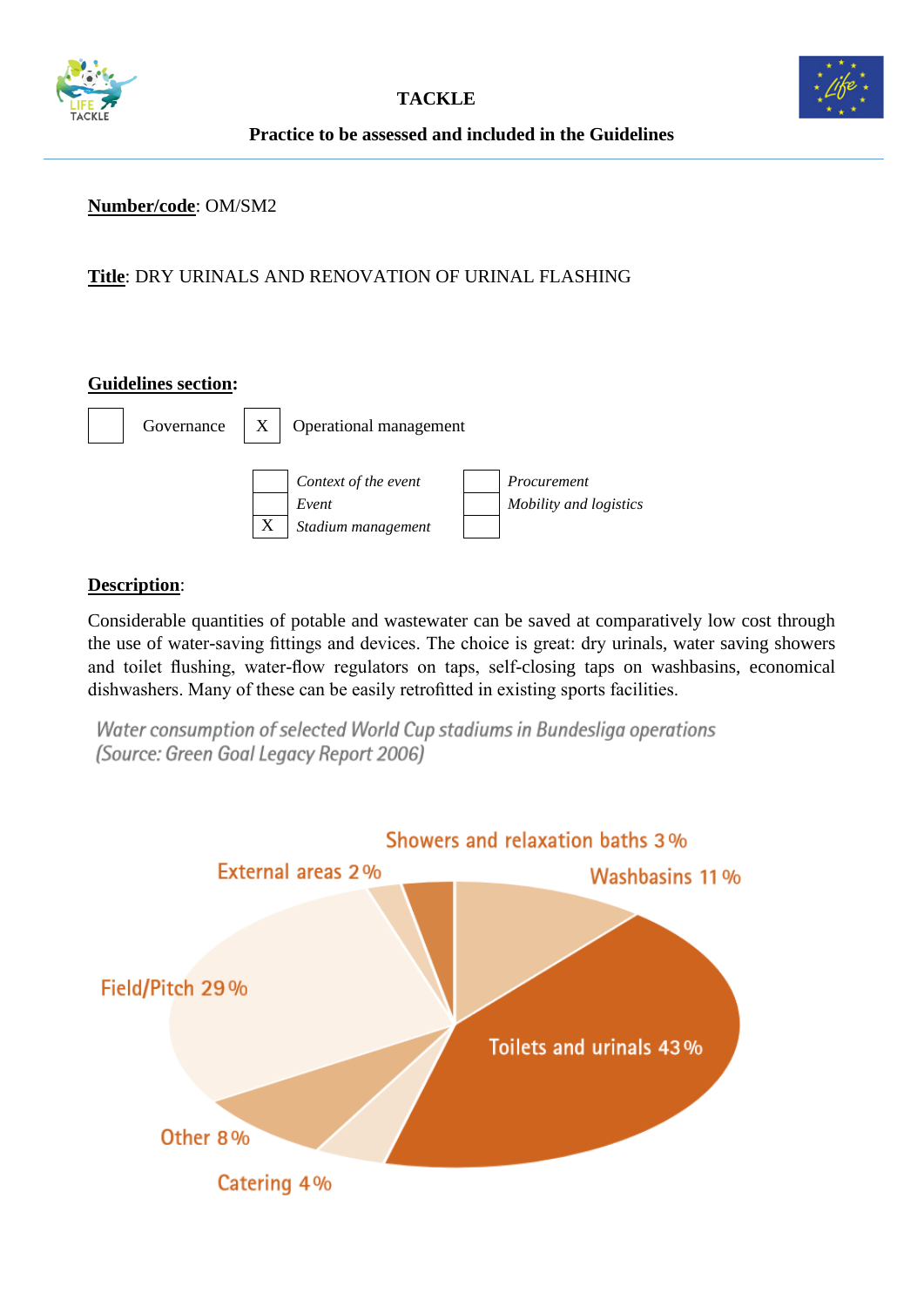**TACKLE**

**Practice to be assessed and included in the Guidelines**

**Number/code**: OM/SM2

**Title**: DRY URINALS AND RENOVATION OF URINAL FLASHING

**Guidelines section:**

| | Governance | X | Operational management |
|---|---|---|---|

| | | | |
|---|---|---|---|
| | *Context of the event* | | *Procurement* |
| | *Event* | | *Mobility and logistics* |
| X | *Stadium management* | | |

**Description**:

Considerable quantities of potable and wastewater can be saved at comparatively low cost through the use of water-saving fittings and devices. The choice is great: dry urinals, water saving showers and toilet flushing, water-flow regulators on taps, self-closing taps on washbasins, economical dishwashers. Many of these can be easily retrofitted in existing sports facilities.

*Water consumption of selected World Cup stadiums in Bundesliga operations (Source: Green Goal Legacy Report 2006)*

Showers and relaxation baths 3 %

External areas 2 %

Washbasins 11 %

Field/Pitch 29 %

Toilets and urinals 43 %

Other 8 %

Catering 4 %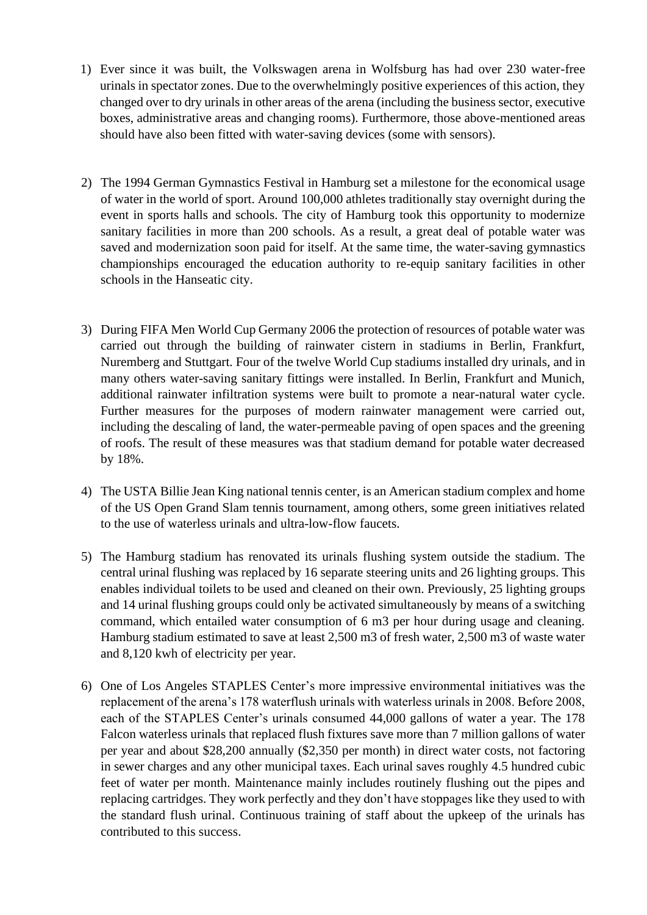1) Ever since it was built, the Volkswagen arena in Wolfsburg has had over 230 water-free urinals in spectator zones. Due to the overwhelmingly positive experiences of this action, they changed over to dry urinals in other areas of the arena (including the business sector, executive boxes, administrative areas and changing rooms). Furthermore, those above-mentioned areas should have also been fitted with water-saving devices (some with sensors).

2) The 1994 German Gymnastics Festival in Hamburg set a milestone for the economical usage of water in the world of sport. Around 100,000 athletes traditionally stay overnight during the event in sports halls and schools. The city of Hamburg took this opportunity to modernize sanitary facilities in more than 200 schools. As a result, a great deal of potable water was saved and modernization soon paid for itself. At the same time, the water-saving gymnastics championships encouraged the education authority to re-equip sanitary facilities in other schools in the Hanseatic city.

3) During FIFA Men World Cup Germany 2006 the protection of resources of potable water was carried out through the building of rainwater cistern in stadiums in Berlin, Frankfurt, Nuremberg and Stuttgart. Four of the twelve World Cup stadiums installed dry urinals, and in many others water-saving sanitary fittings were installed. In Berlin, Frankfurt and Munich, additional rainwater infiltration systems were built to promote a near-natural water cycle. Further measures for the purposes of modern rainwater management were carried out, including the descaling of land, the water-permeable paving of open spaces and the greening of roofs. The result of these measures was that stadium demand for potable water decreased by 18%.

4) The USTA Billie Jean King national tennis center, is an American stadium complex and home of the US Open Grand Slam tennis tournament, among others, some green initiatives related to the use of waterless urinals and ultra-low-flow faucets.

5) The Hamburg stadium has renovated its urinals flushing system outside the stadium. The central urinal flushing was replaced by 16 separate steering units and 26 lighting groups. This enables individual toilets to be used and cleaned on their own. Previously, 25 lighting groups and 14 urinal flushing groups could only be activated simultaneously by means of a switching command, which entailed water consumption of 6 m3 per hour during usage and cleaning. Hamburg stadium estimated to save at least 2,500 m3 of fresh water, 2,500 m3 of waste water and 8,120 kwh of electricity per year.

6) One of Los Angeles STAPLES Center's more impressive environmental initiatives was the replacement of the arena's 178 waterflush urinals with waterless urinals in 2008. Before 2008, each of the STAPLES Center's urinals consumed 44,000 gallons of water a year. The 178 Falcon waterless urinals that replaced flush fixtures save more than 7 million gallons of water per year and about $28,200 annually ($2,350 per month) in direct water costs, not factoring in sewer charges and any other municipal taxes. Each urinal saves roughly 4.5 hundred cubic feet of water per month. Maintenance mainly includes routinely flushing out the pipes and replacing cartridges. They work perfectly and they don't have stoppages like they used to with the standard flush urinal. Continuous training of staff about the upkeep of the urinals has contributed to this success.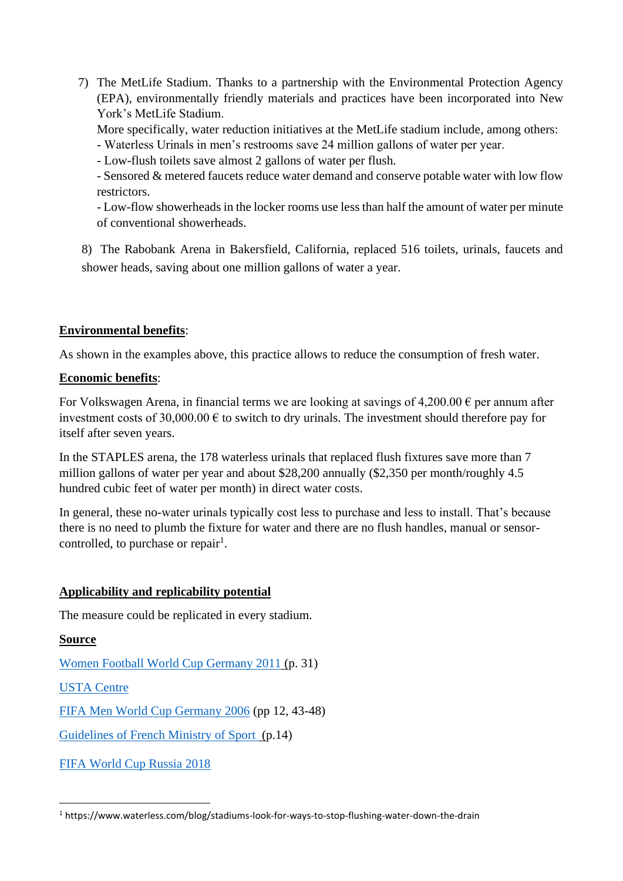7) The MetLife Stadium. Thanks to a partnership with the Environmental Protection Agency (EPA), environmentally friendly materials and practices have been incorporated into New York's MetLife Stadium.
   More specifically, water reduction initiatives at the MetLife stadium include, among others:
   - Waterless Urinals in men's restrooms save 24 million gallons of water per year.
   - Low-flush toilets save almost 2 gallons of water per flush.
   - Sensored & metered faucets reduce water demand and conserve potable water with low flow restrictors.
   - Low-flow showerheads in the locker rooms use less than half the amount of water per minute of conventional showerheads.

8) The Rabobank Arena in Bakersfield, California, replaced 516 toilets, urinals, faucets and shower heads, saving about one million gallons of water a year.

**Environmental benefits**:

As shown in the examples above, this practice allows to reduce the consumption of fresh water.

**Economic benefits**:

For Volkswagen Arena, in financial terms we are looking at savings of 4,200.00 € per annum after investment costs of 30,000.00 € to switch to dry urinals. The investment should therefore pay for itself after seven years.

In the STAPLES arena, the 178 waterless urinals that replaced flush fixtures save more than 7 million gallons of water per year and about $28,200 annually ($2,350 per month/roughly 4.5 hundred cubic feet of water per month) in direct water costs.

In general, these no-water urinals typically cost less to purchase and less to install. That's because there is no need to plumb the fixture for water and there are no flush handles, manual or sensor-controlled, to purchase or repair[1].

**Applicability and replicability potential**

The measure could be replicated in every stadium.

**Source**

Women Football World Cup Germany 2011 (p. 31)

USTA Centre

FIFA Men World Cup Germany 2006 (pp 12, 43-48)

Guidelines of French Ministry of Sport (p.14)

FIFA World Cup Russia 2018

[1] https://www.waterless.com/blog/stadiums-look-for-ways-to-stop-flushing-water-down-the-drain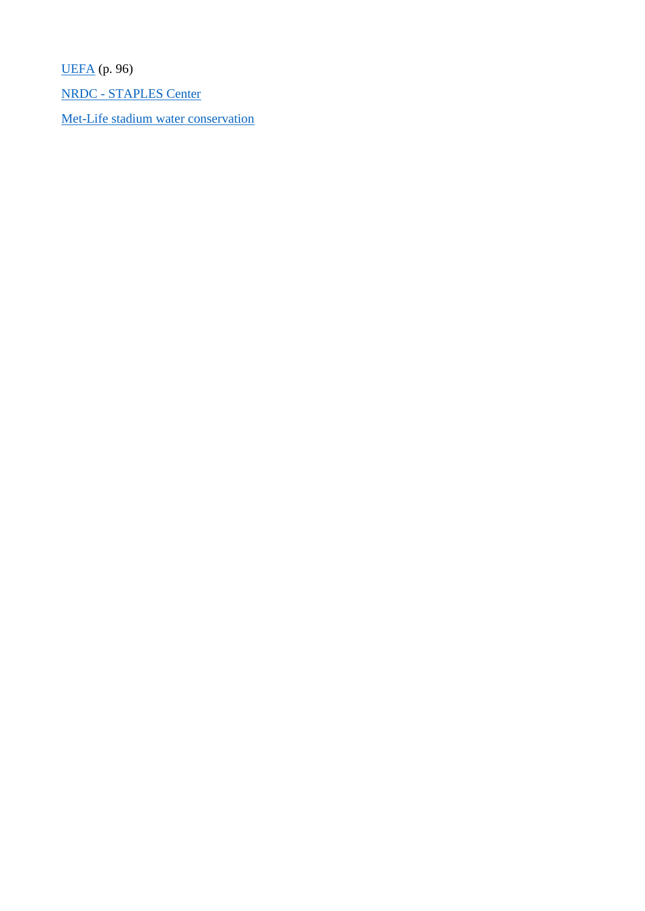UEFA (p. 96)

NRDC - STAPLES Center

Met-Life stadium water conservation